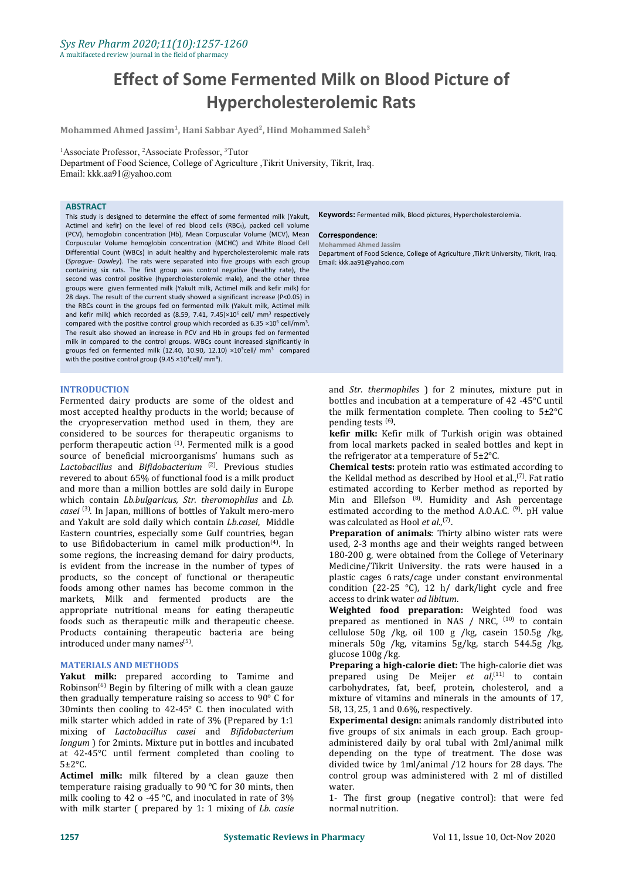# Effect of Some Fermented Milk on Blood Picture of Hypercholesterolemic Rats

**Mohammed Ahmed Jassim[1], Hani Sabbar Ayed[2], Hind Mohammed Saleh[3]**

[1]Associate Professor, [2]Associate Professor, [3]Tutor
Department of Food Science, College of Agriculture ,Tikrit University, Tikrit, Iraq.
Email: kkk.aa91@yahoo.com

## ABSTRACT

This study is designed to determine the effect of some fermented milk (Yakult, Actimel and kefir) on the level of red blood cells ($RBC_S$), packed cell volume (PCV), hemoglobin concentration (Hb), Mean Corpuscular Volume (MCV), Mean Corpuscular Volume hemoglobin concentration (MCHC) and White Blood Cell Differential Count (WBCs) in adult healthy and hypercholesterolemic male rats (*Sprague- Dawley*). The rats were separated into five groups with each group containing six rats. The first group was control negative (healthy rate), the second was control positive (hypercholesterolemic male), and the other three groups were given fermented milk (Yakult milk, Actimel milk and kefir milk) for 28 days. The result of the current study showed a significant increase ($P<0.05$) in the RBCs count in the groups fed on fermented milk (Yakult milk, Actimel milk and kefir milk) which recorded as (8.59, 7.41, 7.45)$\times10^6$ cell/ mm$^3$ respectively compared with the positive control group which recorded as 6.35 $\times10^6$ cell/mm$^3$. The result also showed an increase in PCV and Hb in groups fed on fermented milk in compared to the control groups. WBCs count increased significantly in groups fed on fermented milk (12.40, 10.90, 12.10) $\times10^3$cell/ mm$^3$ compared with the positive control group (9.45 $\times10^3$cell/ mm$^3$).

**Keywords:** Fermented milk, Blood pictures, Hypercholesterolemia.

**Correspondence**:
**Mohammed Ahmed Jassim**
Department of Food Science, College of Agriculture ,Tikrit University, Tikrit, Iraq.
Email: kkk.aa91@yahoo.com

## INTRODUCTION

Fermented dairy products are some of the oldest and most accepted healthy products in the world; because of the cryopreservation method used in them, they are considered to be sources for therapeutic organisms to perform therapeutic action [1]. Fermented milk is a good source of beneficial microorganisms' humans such as *Lactobacillus* and *Bifidobacterium* [2]. Previous studies revered to about 65% of functional food is a milk product and more than a million bottles are sold daily in Europe which contain *Lb.bulgaricus, Str. theromophilus* and *Lb. casei* [3]. In Japan, millions of bottles of Yakult mero-mero and Yakult are sold daily which contain *Lb.casei*, Middle Eastern countries, especially some Gulf countries, began to use Bifidobacterium in camel milk production[4]. In some regions, the increasing demand for dairy products, is evident from the increase in the number of types of products, so the concept of functional or therapeutic foods among other names has become common in the markets, Milk and fermented products are the appropriate nutritional means for eating therapeutic foods such as therapeutic milk and therapeutic cheese. Products containing therapeutic bacteria are being introduced under many names[5].

## MATERIALS AND METHODS

**Yakut milk:** prepared according to Tamime and Robinson[6] Begin by filtering of milk with a clean gauze then gradually temperature raising so access to 90° C for 30mints then cooling to 42-45° C. then inoculated with milk starter which added in rate of 3% (Prepared by 1:1 mixing of *Lactobacillus casei* and *Bifidobacterium longum* ) for 2mints. Mixture put in bottles and incubated at 42-45°C until ferment completed than cooling to 5±2°C.

**Actimel milk:** milk filtered by a clean gauze then temperature raising gradually to 90 ºC for 30 mints, then milk cooling to 42 o -45 ºC, and inoculated in rate of 3% with milk starter ( prepared by 1: 1 mixing of *Lb. casie* and *Str. thermophiles* ) for 2 minutes, mixture put in bottles and incubation at a temperature of 42 -45°C until the milk fermentation complete. Then cooling to 5±2°C pending tests [6]**.**

**kefir milk:** Kefir milk of Turkish origin was obtained from local markets packed in sealed bottles and kept in the refrigerator at a temperature of 5±2°C.

**Chemical tests:** protein ratio was estimated according to the Kelldal method as described by Hool et al.,[7]. Fat ratio estimated according to Kerber method as reported by Min and Ellefson [8]. Humidity and Ash percentage estimated according to the method A.O.A.C. [9]. pH value was calculated as Hool *et al.*,[7].

**Preparation of animals**: Thirty albino wister rats were used, 2-3 months age and their weights ranged between 180-200 g, were obtained from the College of Veterinary Medicine/Tikrit University. the rats were haused in a plastic cages 6 rats/cage under constant environmental condition (22-25 °C), 12 h/ dark/light cycle and free access to drink water *ad libitum*.

**Weighted food preparation:** Weighted food was prepared as mentioned in NAS / NRC, [10] to contain cellulose 50g /kg, oil 100 g /kg, casein 150.5g /kg, minerals 50g /kg, vitamins 5g/kg, starch 544.5g /kg, glucose 100g /kg.

**Preparing a high-calorie diet:** The high-calorie diet was prepared using De Meijer *et al*,[11] to contain carbohydrates, fat, beef, protein, cholesterol, and a mixture of vitamins and minerals in the amounts of 17, 58, 13, 25, 1 and 0.6%, respectively.

**Experimental design:** animals randomly distributed into five groups of six animals in each group. Each group-administered daily by oral tubal with 2ml/animal milk depending on the type of treatment. The dose was divided twice by 1ml/animal /12 hours for 28 days. The control group was administered with 2 ml of distilled water.

1- The first group (negative control): that were fed normal nutrition.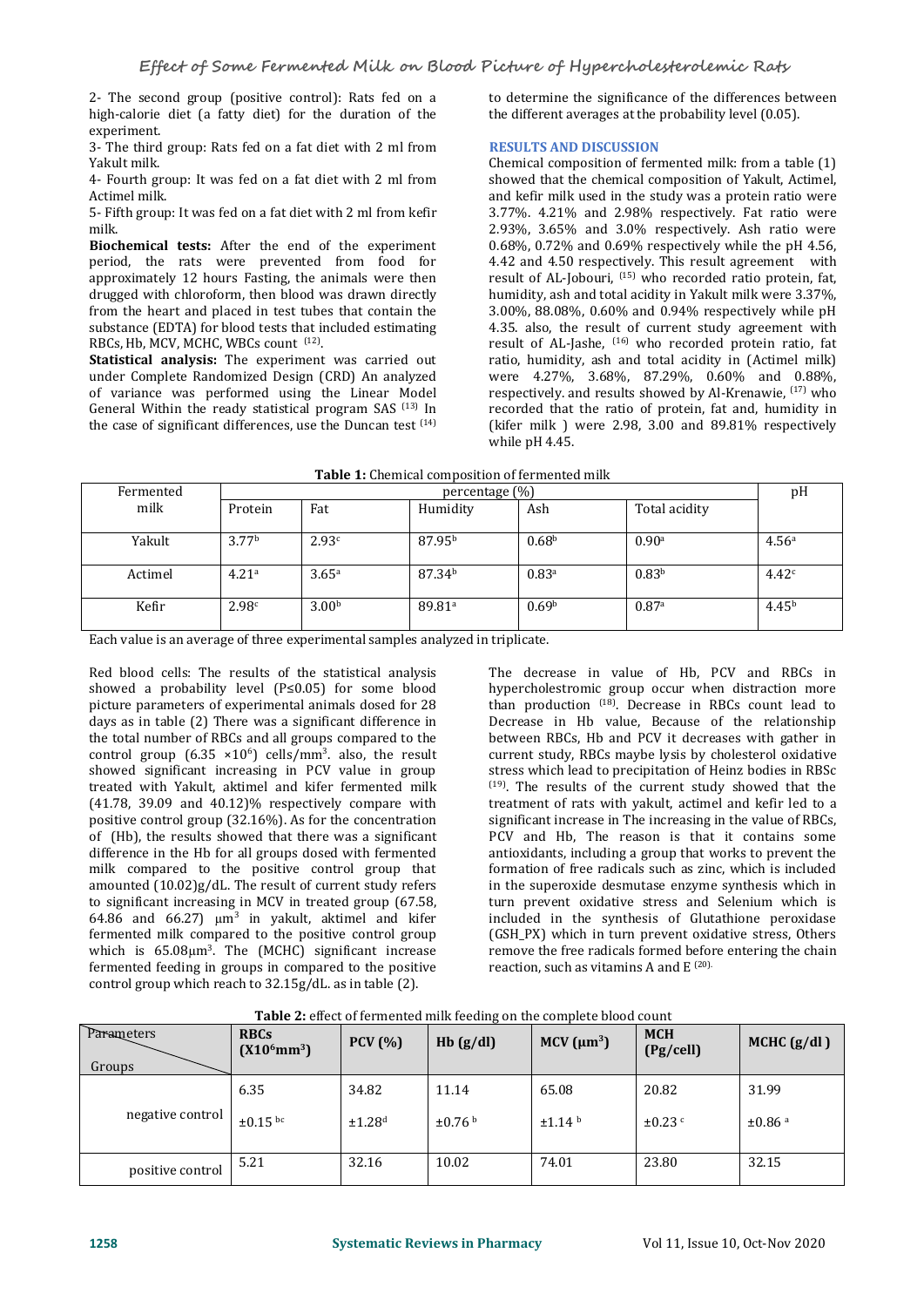2- The second group (positive control): Rats fed on a high-calorie diet (a fatty diet) for the duration of the experiment.

3- The third group: Rats fed on a fat diet with 2 ml from Yakult milk.

4- Fourth group: It was fed on a fat diet with 2 ml from Actimel milk.

5- Fifth group: It was fed on a fat diet with 2 ml from kefir milk.

**Biochemical tests:** After the end of the experiment period, the rats were prevented from food for approximately 12 hours Fasting, the animals were then drugged with chloroform, then blood was drawn directly from the heart and placed in test tubes that contain the substance (EDTA) for blood tests that included estimating RBCs, Hb, MCV, MCHC, WBCs count [12].

**Statistical analysis:** The experiment was carried out under Complete Randomized Design (CRD) An analyzed of variance was performed using the Linear Model General Within the ready statistical program SAS [13] In the case of significant differences, use the Duncan test [14] to determine the significance of the differences between the different averages at the probability level (0.05).

## RESULTS AND DISCUSSION

Chemical composition of fermented milk: from a table (1) showed that the chemical composition of Yakult, Actimel, and kefir milk used in the study was a protein ratio were 3.77%. 4.21% and 2.98% respectively. Fat ratio were 2.93%, 3.65% and 3.0% respectively. Ash ratio were 0.68%, 0.72% and 0.69% respectively while the pH 4.56, 4.42 and 4.50 respectively. This result agreement with result of AL-Jobouri, [15] who recorded ratio protein, fat, humidity, ash and total acidity in Yakult milk were 3.37%, 3.00%, 88.08%, 0.60% and 0.94% respectively while pH 4.35. also, the result of current study agreement with result of AL-Jashe, [16] who recorded protein ratio, fat ratio, humidity, ash and total acidity in (Actimel milk) were 4.27%, 3.68%, 87.29%, 0.60% and 0.88%, respectively. and results showed by Al-Krenawie, [17] who recorded that the ratio of protein, fat and, humidity in (kifer milk ) were 2.98, 3.00 and 89.81% respectively while pH 4.45.

**Table 1:** Chemical composition of fermented milk

| Fermented milk | percentage (%) | | | | | pH |
|---|---|---|---|---|---|---|
| | Protein | Fat | Humidity | Ash | Total acidity | |
| Yakult | $3.77^{b}$ | $2.93^{c}$ | $87.95^{b}$ | $0.68^{b}$ | $0.90^{a}$ | $4.56^{a}$ |
| Actimel | $4.21^{a}$ | $3.65^{a}$ | $87.34^{b}$ | $0.83^{a}$ | $0.83^{b}$ | $4.42^{c}$ |
| Kefir | $2.98^{c}$ | $3.00^{b}$ | $89.81^{a}$ | $0.69^{b}$ | $0.87^{a}$ | $4.45^{b}$ |

Each value is an average of three experimental samples analyzed in triplicate.

Red blood cells: The results of the statistical analysis showed a probability level (P≤0.05) for some blood picture parameters of experimental animals dosed for 28 days as in table (2) There was a significant difference in the total number of RBCs and all groups compared to the control group ($6.35 \times 10^{6}$) cells/mm$^{3}$. also, the result showed significant increasing in PCV value in group treated with Yakult, aktimel and kifer fermented milk (41.78, 39.09 and 40.12)% respectively compare with positive control group (32.16%). As for the concentration of (Hb), the results showed that there was a significant difference in the Hb for all groups dosed with fermented milk compared to the positive control group that amounted (10.02)g/dL. The result of current study refers to significant increasing in MCV in treated group (67.58, 64.86 and 66.27) µm$^{3}$ in yakult, aktimel and kifer fermented milk compared to the positive control group which is 65.08µm$^{3}$. The (MCHC) significant increase fermented feeding in groups in compared to the positive control group which reach to 32.15g/dL. as in table (2).

The decrease in value of Hb, PCV and RBCs in hypercholestromic group occur when distraction more than production [18]. Decrease in RBCs count lead to Decrease in Hb value, Because of the relationship between RBCs, Hb and PCV it decreases with gather in current study, RBCs maybe lysis by cholesterol oxidative stress which lead to precipitation of Heinz bodies in RBSc [19]. The results of the current study showed that the treatment of rats with yakult, actimel and kefir led to a significant increase in The increasing in the value of RBCs, PCV and Hb, The reason is that it contains some antioxidants, including a group that works to prevent the formation of free radicals such as zinc, which is included in the superoxide desmutase enzyme synthesis which in turn prevent oxidative stress and Selenium which is included in the synthesis of Glutathione peroxidase (GSH_PX) which in turn prevent oxidative stress, Others remove the free radicals formed before entering the chain reaction, such as vitamins A and E [20].

**Table 2:** effect of fermented milk feeding on the complete blood count

| Parameters / Groups | **RBCs ($X10^{6}mm^{3}$)** | **PCV (%)** | **Hb (g/dl)** | **MCV (µm$^{3}$)** | **MCH (Pg/cell)** | **MCHC (g/dl )** |
|---|---|---|---|---|---|---|
| negative control | 6.35 ±0.15 $^{bc}$ | 34.82 ±1.28$^{d}$ | 11.14 ±0.76 $^{b}$ | 65.08 ±1.14 $^{b}$ | 20.82 ±0.23 $^{c}$ | 31.99 ±0.86 $^{a}$ |
| positive control | 5.21 | 32.16 | 10.02 | 74.01 | 23.80 | 32.15 |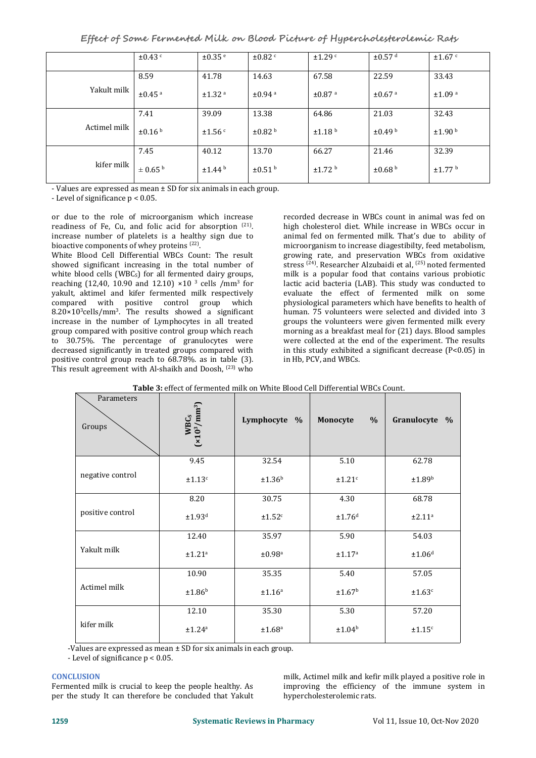| | | | | | | |
|---|---|---|---|---|---|---|
| | ±0.43 [c] | ±0.35 [e] | ±0.82 [c] | ±1.29 [c] | ±0.57 [d] | ±1.67 [c] |
| Yakult milk | 8.59 ±0.45 [a] | 41.78 ±1.32 [a] | 14.63 ±0.94 [a] | 67.58 ±0.87 [a] | 22.59 ±0.67 [a] | 33.43 ±1.09 [a] |
| Actimel milk | 7.41 ±0.16 [b] | 39.09 ±1.56 [c] | 13.38 ±0.82 [b] | 64.86 ±1.18 [b] | 21.03 ±0.49 [b] | 32.43 ±1.90 [b] |
| kifer milk | 7.45 ± 0.65 [b] | 40.12 ±1.44 [b] | 13.70 ±0.51 [b] | 66.27 ±1.72 [b] | 21.46 ±0.68 [b] | 32.39 ±1.77 [b] |

- Values are expressed as mean ± SD for six animals in each group.

- Level of significance $p < 0.05$.

or due to the role of microorganism which increase readiness of Fe, Cu, and folic acid for absorption [21]. increase number of platelets is a healthy sign due to bioactive components of whey proteins [22].

White Blood Cell Differential WBCs Count: The result showed significant increasing in the total number of white blood cells ($WBC_S$) for all fermented dairy groups, reaching (12,40, 10.90 and 12.10) $\times 10^3$ cells /$mm^3$ for yakult, aktimel and kifer fermented milk respectively compared with positive control group which $8.20\times10^3$cells/$mm^3$. The results showed a significant increase in the number of Lymphocytes in all treated group compared with positive control group which reach to 30.75%. The percentage of granulocytes were decreased significantly in treated groups compared with positive control group reach to 68.78%. as in table (3). This result agreement with Al-shaikh and Doosh, [23] who recorded decrease in WBCs count in animal was fed on high cholesterol diet. While increase in WBCs occur in animal fed on fermented milk. That's due to ability of microorganism to increase diagestibilty, feed metabolism, growing rate, and preservation WBCs from oxidative stress [24]. Researcher Alzubaidi et al, [25] noted fermented milk is a popular food that contains various probiotic lactic acid bacteria (LAB). This study was conducted to evaluate the effect of fermented milk on some physiological parameters which have benefits to health of human. 75 volunteers were selected and divided into 3 groups the volunteers were given fermented milk every morning as a breakfast meal for (21) days. Blood samples were collected at the end of the experiment. The results in this study exhibited a significant decrease ($P<0.05$) in in Hb, PCV, and WBCs.

**Table 3:** effect of fermented milk on White Blood Cell Differential WBCs Count.

| Parameters / Groups | WBCs ($\times10^3$/$mm^3$) | Lymphocyte % | Monocyte % | Granulocyte % |
|---|---|---|---|---|
| negative control | 9.45 ±1.13[c] | 32.54 ±1.36[b] | 5.10 ±1.21[c] | 62.78 ±1.89[b] |
| positive control | 8.20 ±1.93[d] | 30.75 ±1.52[c] | 4.30 ±1.76[d] | 68.78 ±2.11[a] |
| Yakult milk | 12.40 ±1.21[a] | 35.97 ±0.98[a] | 5.90 ±1.17[a] | 54.03 ±1.06[d] |
| Actimel milk | 10.90 ±1.86[b] | 35.35 ±1.16[a] | 5.40 ±1.67[b] | 57.05 ±1.63[c] |
| kifer milk | 12.10 ±1.24[a] | 35.30 ±1.68[a] | 5.30 ±1.04[b] | 57.20 ±1.15[c] |

-Values are expressed as mean ± SD for six animals in each group.

- Level of significance $p < 0.05$.

## CONCLUSION

Fermented milk is crucial to keep the people healthy. As per the study It can therefore be concluded that Yakult milk, Actimel milk and kefir milk played a positive role in improving the efficiency of the immune system in hypercholesterolemic rats.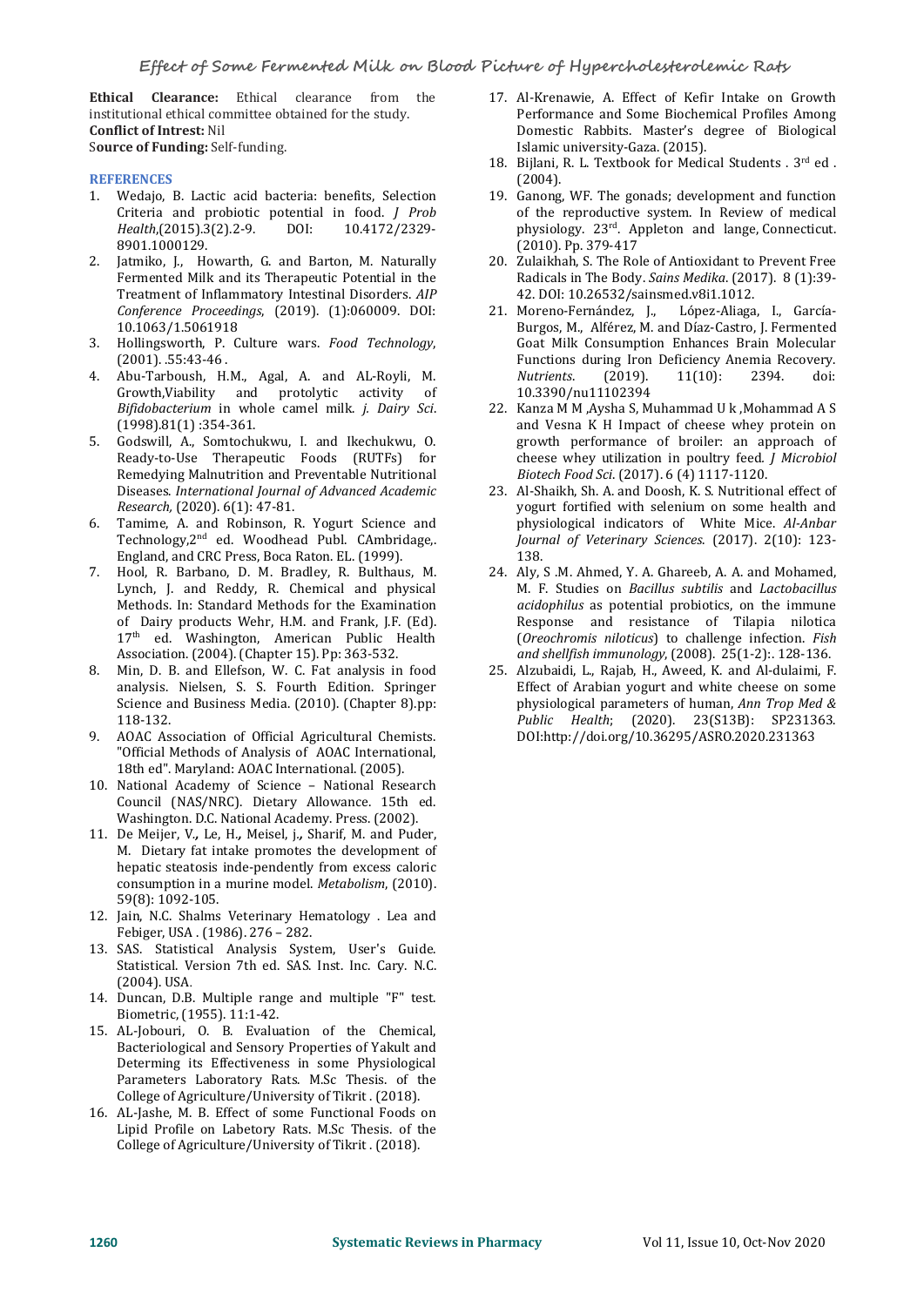**Ethical Clearance:** Ethical clearance from the institutional ethical committee obtained for the study.
**Conflict of Intrest:** Nil
S**ource of Funding:** Self-funding.

## REFERENCES

1. Wedajo, B. Lactic acid bacteria: benefits, Selection Criteria and probiotic potential in food. *J Prob Health*,(2015).3(2).2-9. DOI: 10.4172/2329-8901.1000129.
2. Jatmiko, J., Howarth, G. and Barton, M. Naturally Fermented Milk and its Therapeutic Potential in the Treatment of Inflammatory Intestinal Disorders. *AIP Conference Proceedings*, (2019). (1):060009. DOI: 10.1063/1.5061918
3. Hollingsworth, P. Culture wars. *Food Technology*, (2001). .55:43-46 .
4. Abu-Tarboush, H.M., Agal, A. and AL-Royli, M. Growth,Viability and protolytic activity of *Bifidobacterium* in whole camel milk. *j. Dairy Sci*. (1998).81(1) :354-361.
5. Godswill, A., Somtochukwu, I. and Ikechukwu, O. Ready-to-Use Therapeutic Foods (RUTFs) for Remedying Malnutrition and Preventable Nutritional Diseases. *International Journal of Advanced Academic Research*, (2020). 6(1): 47-81.
6. Tamime, A. and Robinson, R. Yogurt Science and Technology,2nd ed. Woodhead Publ. CAmbridage,. England, and CRC Press, Boca Raton. EL. (1999).
7. Hool, R. Barbano, D. M. Bradley, R. Bulthaus, M. Lynch, J. and Reddy, R. Chemical and physical Methods. In: Standard Methods for the Examination of Dairy products Wehr, H.M. and Frank, J.F. (Ed). 17th ed. Washington, American Public Health Association. (2004). (Chapter 15). Pp: 363-532.
8. Min, D. B. and Ellefson, W. C. Fat analysis in food analysis. Nielsen, S. S. Fourth Edition. Springer Science and Business Media. (2010). (Chapter 8).pp: 118-132.
9. AOAC Association of Official Agricultural Chemists. "Official Methods of Analysis of AOAC International, 18th ed". Maryland: AOAC International. (2005).
10. National Academy of Science – National Research Council (NAS/NRC). Dietary Allowance. 15th ed. Washington. D.C. National Academy. Press. (2002).
11. De Meijer, V.*,* Le, H.*,* Meisel, j.*,* Sharif, M. and Puder, M. Dietary fat intake promotes the development of hepatic steatosis inde-pendently from excess caloric consumption in a murine model. *Metabolism*, (2010). 59(8): 1092-105.
12. Jain, N.C. Shalms Veterinary Hematology . Lea and Febiger, USA . (1986). 276 – 282.
13. SAS. Statistical Analysis System, User's Guide. Statistical. Version 7th ed. SAS. Inst. Inc. Cary. N.C. (2004). USA.
14. Duncan, D.B. Multiple range and multiple "F" test. Biometric, (1955). 11:1-42.
15. AL-Jobouri, O. B. Evaluation of the Chemical, Bacteriological and Sensory Properties of Yakult and Determing its Effectiveness in some Physiological Parameters Laboratory Rats. M.Sc Thesis. of the College of Agriculture/University of Tikrit . (2018).
16. AL-Jashe, M. B. Effect of some Functional Foods on Lipid Profile on Labetory Rats. M.Sc Thesis. of the College of Agriculture/University of Tikrit . (2018).
17. Al-Krenawie, A. Effect of Kefir Intake on Growth Performance and Some Biochemical Profiles Among Domestic Rabbits. Master's degree of Biological Islamic university-Gaza. (2015).
18. Bijlani, R. L. Textbook for Medical Students . 3rd ed . (2004).
19. Ganong, WF. The gonads; development and function of the reproductive system. In Review of medical physiology. 23rd. Appleton and lange, Connecticut. (2010). Pp. 379-417
20. Zulaikhah, S. The Role of Antioxidant to Prevent Free Radicals in The Body. *Sains Medika*. (2017). 8 (1):39-42. DOI: 10.26532/sainsmed.v8i1.1012.
21. Moreno-Fernández, J., López-Aliaga, I., García-Burgos, M., Alférez, M. and Díaz-Castro, J. Fermented Goat Milk Consumption Enhances Brain Molecular Functions during Iron Deficiency Anemia Recovery. *Nutrients*. (2019). 11(10): 2394. doi: 10.3390/nu11102394
22. Kanza M M ,Aysha S, Muhammad U k ,Mohammad A S and Vesna K H Impact of cheese whey protein on growth performance of broiler: an approach of cheese whey utilization in poultry feed*. J Microbiol Biotech Food Sci*. (2017). 6 (4) 1117-1120.
23. Al-Shaikh, Sh. A. and Doosh, K. S. Nutritional effect of yogurt fortified with selenium on some health and physiological indicators of White Mice. *Al-Anbar Journal of Veterinary Sciences*. (2017). 2(10): 123-138.
24. Aly, S .M. Ahmed, Y. A. Ghareeb, A. A. and Mohamed, M. F. Studies on *Bacillus subtilis* and *Lactobacillus acidophilus* as potential probiotics, on the immune Response and resistance of Tilapia nilotica (*Oreochromis niloticus*) to challenge infection. *Fish and shellfish immunology*, (2008). 25(1-2):. 128-136.
25. Alzubaidi, L., Rajab, H., Aweed, K. and Al-dulaimi, F. Effect of Arabian yogurt and white cheese on some physiological parameters of human, *Ann Trop Med & Public Health*; (2020). 23(S13B): SP231363. DOI:http://doi.org/10.36295/ASRO.2020.231363